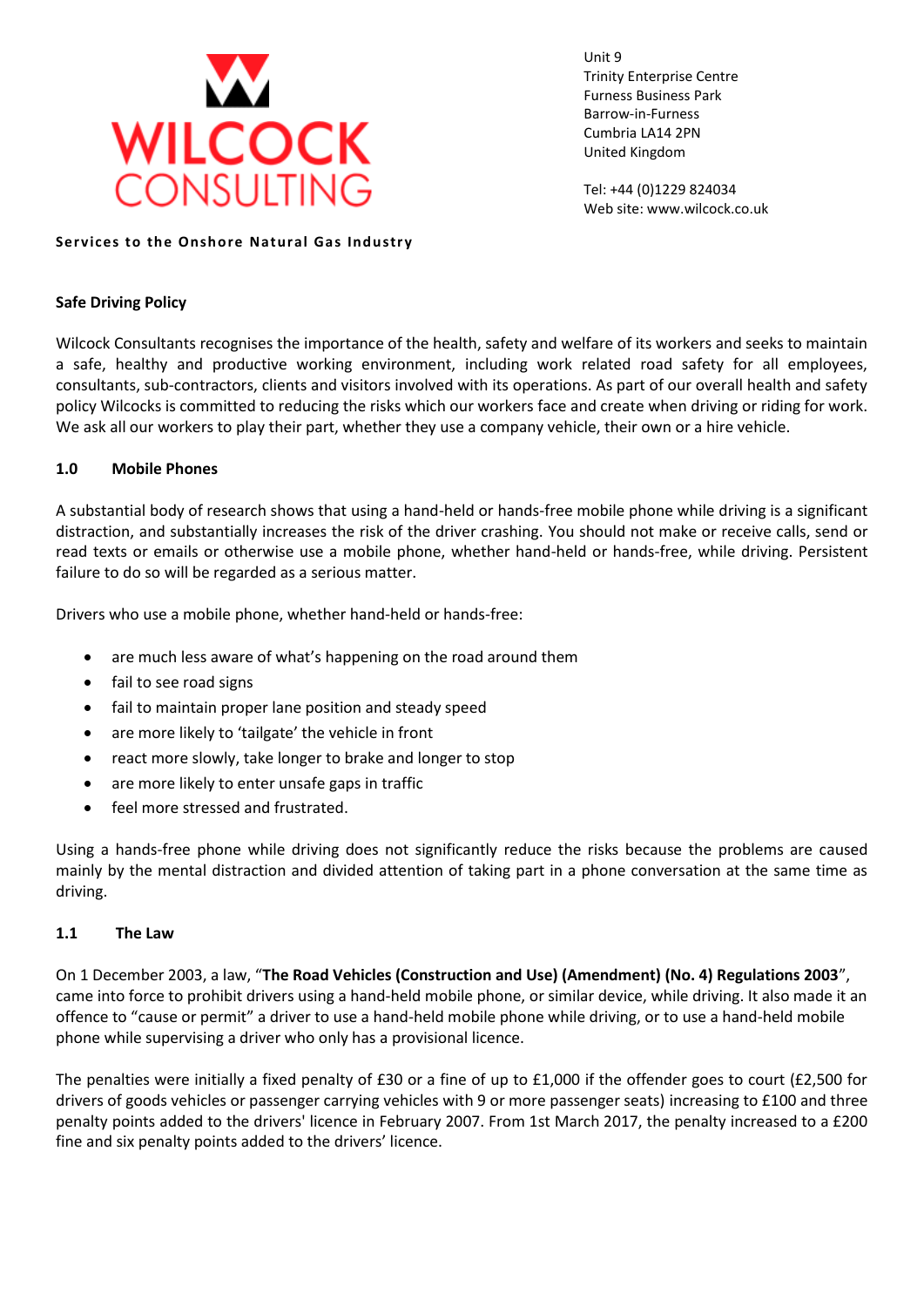WILCOCK CONSULTING

Unit 9
Trinity Enterprise Centre
Furness Business Park
Barrow-in-Furness
Cumbria LA14 2PN
United Kingdom

Tel: +44 (0)1229 824034
Web site: www.wilcock.co.uk

**Services to the Onshore Natural Gas Industry**

## Safe Driving Policy

Wilcock Consultants recognises the importance of the health, safety and welfare of its workers and seeks to maintain a safe, healthy and productive working environment, including work related road safety for all employees, consultants, sub-contractors, clients and visitors involved with its operations. As part of our overall health and safety policy Wilcocks is committed to reducing the risks which our workers face and create when driving or riding for work. We ask all our workers to play their part, whether they use a company vehicle, their own or a hire vehicle.

### 1.0 Mobile Phones

A substantial body of research shows that using a hand-held or hands-free mobile phone while driving is a significant distraction, and substantially increases the risk of the driver crashing. You should not make or receive calls, send or read texts or emails or otherwise use a mobile phone, whether hand-held or hands-free, while driving. Persistent failure to do so will be regarded as a serious matter.

Drivers who use a mobile phone, whether hand-held or hands-free:

- are much less aware of what's happening on the road around them
- fail to see road signs
- fail to maintain proper lane position and steady speed
- are more likely to 'tailgate' the vehicle in front
- react more slowly, take longer to brake and longer to stop
- are more likely to enter unsafe gaps in traffic
- feel more stressed and frustrated.

Using a hands-free phone while driving does not significantly reduce the risks because the problems are caused mainly by the mental distraction and divided attention of taking part in a phone conversation at the same time as driving.

### 1.1 The Law

On 1 December 2003, a law, "**The Road Vehicles (Construction and Use) (Amendment) (No. 4) Regulations 2003**", came into force to prohibit drivers using a hand-held mobile phone, or similar device, while driving. It also made it an offence to "cause or permit" a driver to use a hand-held mobile phone while driving, or to use a hand-held mobile phone while supervising a driver who only has a provisional licence.

The penalties were initially a fixed penalty of £30 or a fine of up to £1,000 if the offender goes to court (£2,500 for drivers of goods vehicles or passenger carrying vehicles with 9 or more passenger seats) increasing to £100 and three penalty points added to the drivers' licence in February 2007. From 1st March 2017, the penalty increased to a £200 fine and six penalty points added to the drivers' licence.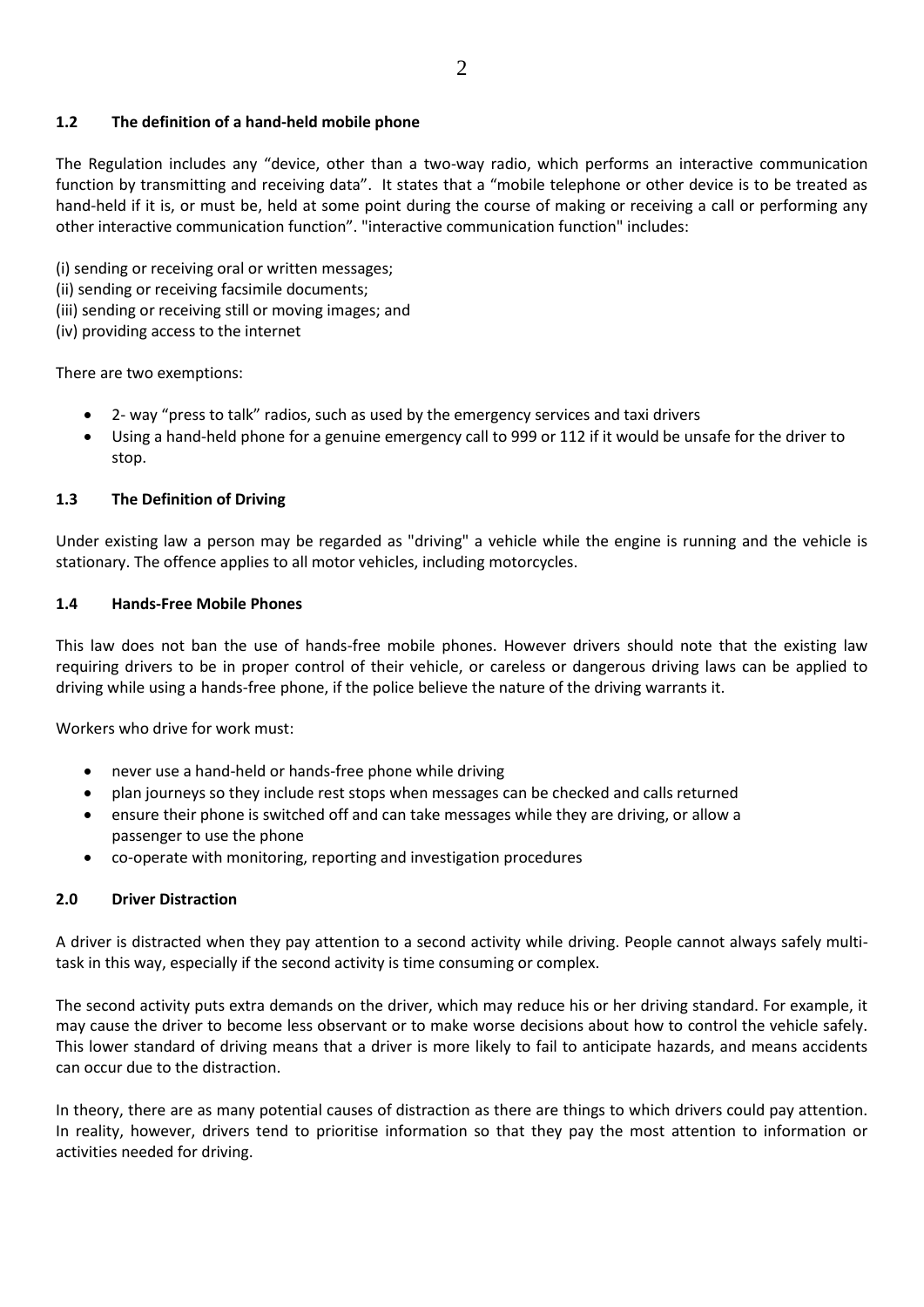### 1.2 The definition of a hand-held mobile phone

The Regulation includes any "device, other than a two-way radio, which performs an interactive communication function by transmitting and receiving data". It states that a "mobile telephone or other device is to be treated as hand-held if it is, or must be, held at some point during the course of making or receiving a call or performing any other interactive communication function". "interactive communication function" includes:

(i) sending or receiving oral or written messages;
(ii) sending or receiving facsimile documents;
(iii) sending or receiving still or moving images; and
(iv) providing access to the internet

There are two exemptions:

- 2- way "press to talk" radios, such as used by the emergency services and taxi drivers
- Using a hand-held phone for a genuine emergency call to 999 or 112 if it would be unsafe for the driver to stop.

### 1.3 The Definition of Driving

Under existing law a person may be regarded as "driving" a vehicle while the engine is running and the vehicle is stationary. The offence applies to all motor vehicles, including motorcycles.

### 1.4 Hands-Free Mobile Phones

This law does not ban the use of hands-free mobile phones. However drivers should note that the existing law requiring drivers to be in proper control of their vehicle, or careless or dangerous driving laws can be applied to driving while using a hands-free phone, if the police believe the nature of the driving warrants it.

Workers who drive for work must:

- never use a hand-held or hands-free phone while driving
- plan journeys so they include rest stops when messages can be checked and calls returned
- ensure their phone is switched off and can take messages while they are driving, or allow a passenger to use the phone
- co-operate with monitoring, reporting and investigation procedures

### 2.0 Driver Distraction

A driver is distracted when they pay attention to a second activity while driving. People cannot always safely multi-task in this way, especially if the second activity is time consuming or complex.

The second activity puts extra demands on the driver, which may reduce his or her driving standard. For example, it may cause the driver to become less observant or to make worse decisions about how to control the vehicle safely. This lower standard of driving means that a driver is more likely to fail to anticipate hazards, and means accidents can occur due to the distraction.

In theory, there are as many potential causes of distraction as there are things to which drivers could pay attention. In reality, however, drivers tend to prioritise information so that they pay the most attention to information or activities needed for driving.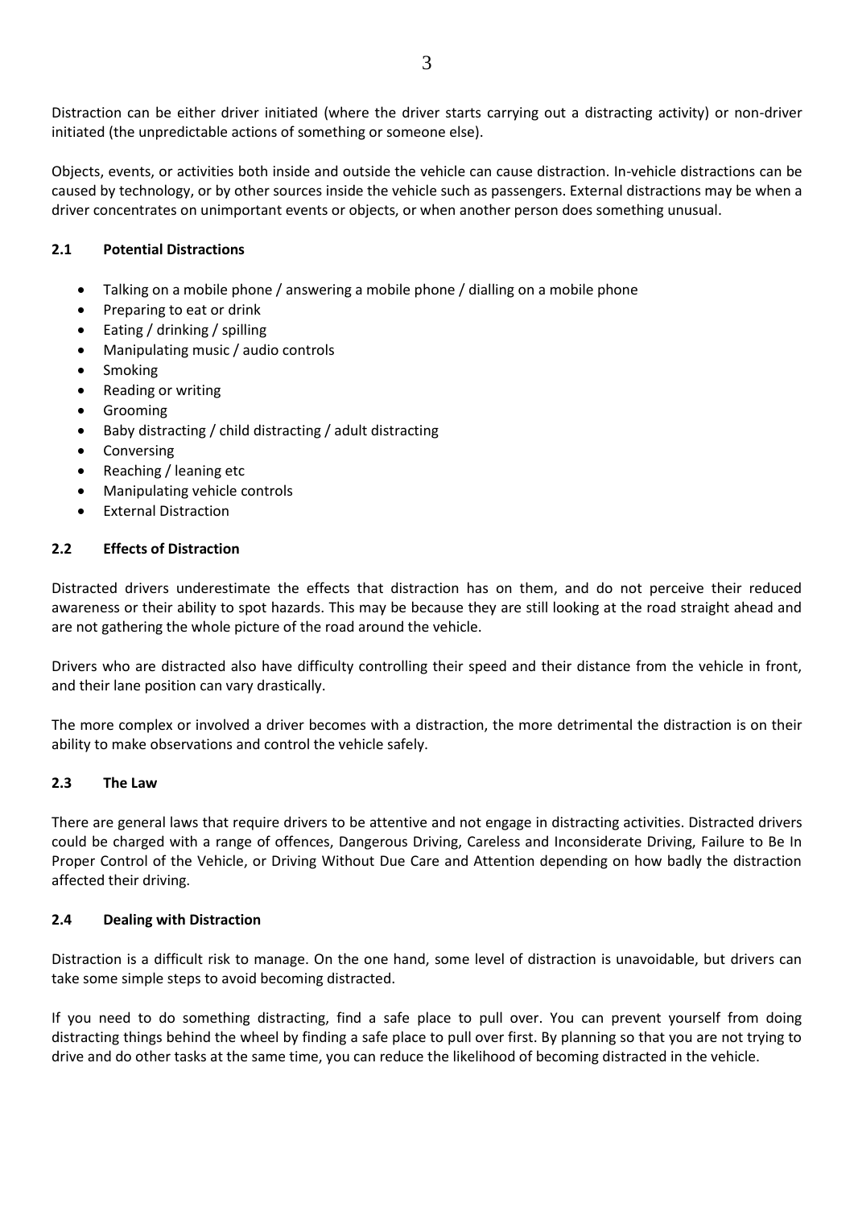Distraction can be either driver initiated (where the driver starts carrying out a distracting activity) or non-driver initiated (the unpredictable actions of something or someone else).

Objects, events, or activities both inside and outside the vehicle can cause distraction. In-vehicle distractions can be caused by technology, or by other sources inside the vehicle such as passengers. External distractions may be when a driver concentrates on unimportant events or objects, or when another person does something unusual.

### 2.1 Potential Distractions

- Talking on a mobile phone / answering a mobile phone / dialling on a mobile phone
- Preparing to eat or drink
- Eating / drinking / spilling
- Manipulating music / audio controls
- Smoking
- Reading or writing
- Grooming
- Baby distracting / child distracting / adult distracting
- Conversing
- Reaching / leaning etc
- Manipulating vehicle controls
- External Distraction

### 2.2 Effects of Distraction

Distracted drivers underestimate the effects that distraction has on them, and do not perceive their reduced awareness or their ability to spot hazards. This may be because they are still looking at the road straight ahead and are not gathering the whole picture of the road around the vehicle.

Drivers who are distracted also have difficulty controlling their speed and their distance from the vehicle in front, and their lane position can vary drastically.

The more complex or involved a driver becomes with a distraction, the more detrimental the distraction is on their ability to make observations and control the vehicle safely.

### 2.3 The Law

There are general laws that require drivers to be attentive and not engage in distracting activities. Distracted drivers could be charged with a range of offences, Dangerous Driving, Careless and Inconsiderate Driving, Failure to Be In Proper Control of the Vehicle, or Driving Without Due Care and Attention depending on how badly the distraction affected their driving.

### 2.4 Dealing with Distraction

Distraction is a difficult risk to manage. On the one hand, some level of distraction is unavoidable, but drivers can take some simple steps to avoid becoming distracted.

If you need to do something distracting, find a safe place to pull over. You can prevent yourself from doing distracting things behind the wheel by finding a safe place to pull over first. By planning so that you are not trying to drive and do other tasks at the same time, you can reduce the likelihood of becoming distracted in the vehicle.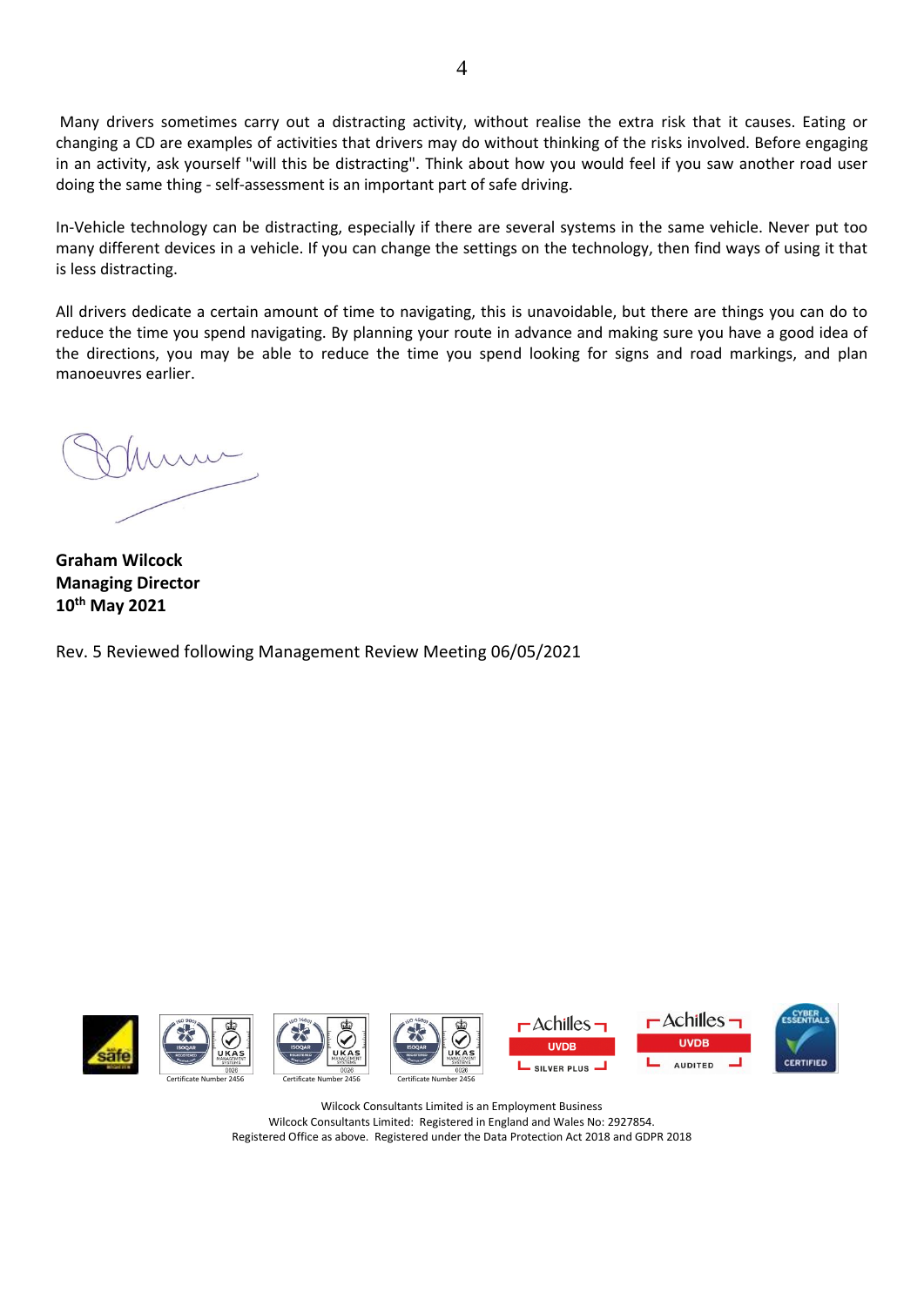Many drivers sometimes carry out a distracting activity, without realise the extra risk that it causes. Eating or changing a CD are examples of activities that drivers may do without thinking of the risks involved. Before engaging in an activity, ask yourself "will this be distracting". Think about how you would feel if you saw another road user doing the same thing - self-assessment is an important part of safe driving.

In-Vehicle technology can be distracting, especially if there are several systems in the same vehicle. Never put too many different devices in a vehicle. If you can change the settings on the technology, then find ways of using it that is less distracting.

All drivers dedicate a certain amount of time to navigating, this is unavoidable, but there are things you can do to reduce the time you spend navigating. By planning your route in advance and making sure you have a good idea of the directions, you may be able to reduce the time you spend looking for signs and road markings, and plan manoeuvres earlier.

**Graham Wilcock**
**Managing Director**
**10th May 2021**

Rev. 5 Reviewed following Management Review Meeting 06/05/2021

Certificate Number 2456 Certificate Number 2456 Certificate Number 2456

Wilcock Consultants Limited is an Employment Business
Wilcock Consultants Limited: Registered in England and Wales No: 2927854.
Registered Office as above. Registered under the Data Protection Act 2018 and GDPR 2018